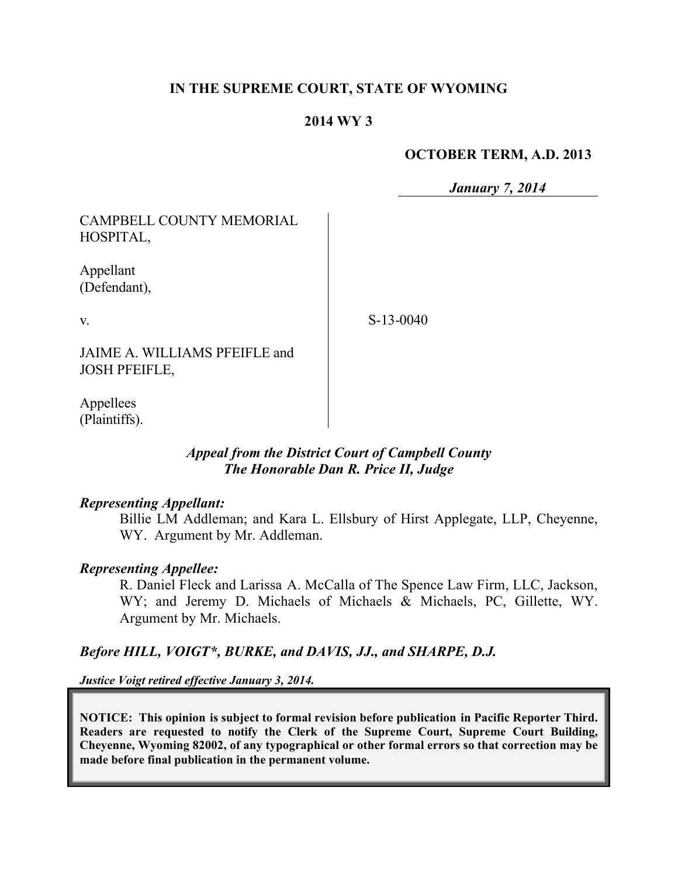**IN THE SUPREME COURT, STATE OF WYOMING**

**2014 WY 3**

**OCTOBER TERM, A.D. 2013**

***January 7, 2014***

CAMPBELL COUNTY MEMORIAL HOSPITAL,

Appellant (Defendant),

v.

JAIME A. WILLIAMS PFEIFLE and JOSH PFEIFLE,

Appellees (Plaintiffs).

S-13-0040

***Appeal from the District Court of Campbell County***
***The Honorable Dan R. Price II, Judge***

***Representing Appellant:***

Billie LM Addleman; and Kara L. Ellsbury of Hirst Applegate, LLP, Cheyenne, WY. Argument by Mr. Addleman.

***Representing Appellee:***

R. Daniel Fleck and Larissa A. McCalla of The Spence Law Firm, LLC, Jackson, WY; and Jeremy D. Michaels of Michaels & Michaels, PC, Gillette, WY. Argument by Mr. Michaels.

***Before HILL, VOIGT\*, BURKE, and DAVIS, JJ., and SHARPE, D.J.***

***Justice Voigt retired effective January 3, 2014.***

**NOTICE: This opinion is subject to formal revision before publication in Pacific Reporter Third. Readers are requested to notify the Clerk of the Supreme Court, Supreme Court Building, Cheyenne, Wyoming 82002, of any typographical or other formal errors so that correction may be made before final publication in the permanent volume.**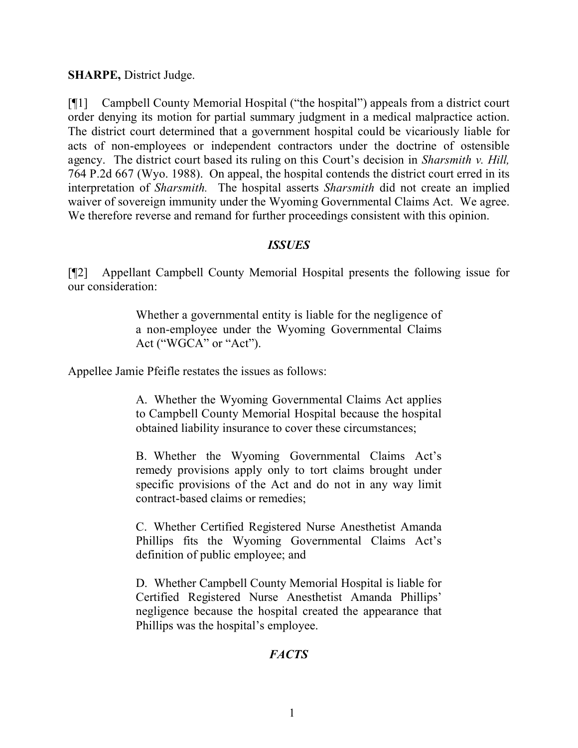**SHARPE,** District Judge.

[¶1] Campbell County Memorial Hospital ("the hospital") appeals from a district court order denying its motion for partial summary judgment in a medical malpractice action. The district court determined that a government hospital could be vicariously liable for acts of non-employees or independent contractors under the doctrine of ostensible agency. The district court based its ruling on this Court's decision in *Sharsmith v. Hill,* 764 P.2d 667 (Wyo. 1988). On appeal, the hospital contends the district court erred in its interpretation of *Sharsmith.* The hospital asserts *Sharsmith* did not create an implied waiver of sovereign immunity under the Wyoming Governmental Claims Act. We agree. We therefore reverse and remand for further proceedings consistent with this opinion.

### *ISSUES*

[¶2] Appellant Campbell County Memorial Hospital presents the following issue for our consideration:

> Whether a governmental entity is liable for the negligence of a non-employee under the Wyoming Governmental Claims Act ("WGCA" or "Act").

Appellee Jamie Pfeifle restates the issues as follows:

> A. Whether the Wyoming Governmental Claims Act applies to Campbell County Memorial Hospital because the hospital obtained liability insurance to cover these circumstances;
>
> B. Whether the Wyoming Governmental Claims Act's remedy provisions apply only to tort claims brought under specific provisions of the Act and do not in any way limit contract-based claims or remedies;
>
> C. Whether Certified Registered Nurse Anesthetist Amanda Phillips fits the Wyoming Governmental Claims Act's definition of public employee; and
>
> D. Whether Campbell County Memorial Hospital is liable for Certified Registered Nurse Anesthetist Amanda Phillips' negligence because the hospital created the appearance that Phillips was the hospital's employee.

### *FACTS*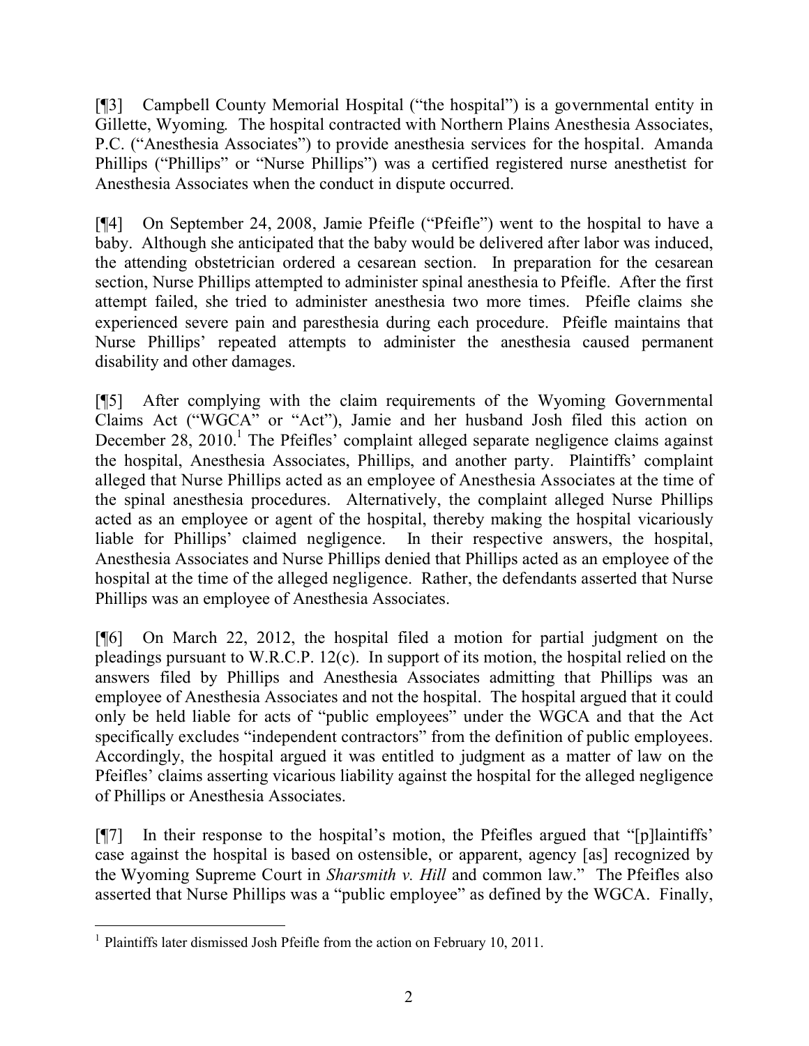[¶3] Campbell County Memorial Hospital ("the hospital") is a governmental entity in Gillette, Wyoming. The hospital contracted with Northern Plains Anesthesia Associates, P.C. ("Anesthesia Associates") to provide anesthesia services for the hospital. Amanda Phillips ("Phillips" or "Nurse Phillips") was a certified registered nurse anesthetist for Anesthesia Associates when the conduct in dispute occurred.

[¶4] On September 24, 2008, Jamie Pfeifle ("Pfeifle") went to the hospital to have a baby. Although she anticipated that the baby would be delivered after labor was induced, the attending obstetrician ordered a cesarean section. In preparation for the cesarean section, Nurse Phillips attempted to administer spinal anesthesia to Pfeifle. After the first attempt failed, she tried to administer anesthesia two more times. Pfeifle claims she experienced severe pain and paresthesia during each procedure. Pfeifle maintains that Nurse Phillips' repeated attempts to administer the anesthesia caused permanent disability and other damages.

[¶5] After complying with the claim requirements of the Wyoming Governmental Claims Act ("WGCA" or "Act"), Jamie and her husband Josh filed this action on December 28, 2010.[1] The Pfeifles' complaint alleged separate negligence claims against the hospital, Anesthesia Associates, Phillips, and another party. Plaintiffs' complaint alleged that Nurse Phillips acted as an employee of Anesthesia Associates at the time of the spinal anesthesia procedures. Alternatively, the complaint alleged Nurse Phillips acted as an employee or agent of the hospital, thereby making the hospital vicariously liable for Phillips' claimed negligence. In their respective answers, the hospital, Anesthesia Associates and Nurse Phillips denied that Phillips acted as an employee of the hospital at the time of the alleged negligence. Rather, the defendants asserted that Nurse Phillips was an employee of Anesthesia Associates.

[¶6] On March 22, 2012, the hospital filed a motion for partial judgment on the pleadings pursuant to W.R.C.P. 12(c). In support of its motion, the hospital relied on the answers filed by Phillips and Anesthesia Associates admitting that Phillips was an employee of Anesthesia Associates and not the hospital. The hospital argued that it could only be held liable for acts of "public employees" under the WGCA and that the Act specifically excludes "independent contractors" from the definition of public employees. Accordingly, the hospital argued it was entitled to judgment as a matter of law on the Pfeifles' claims asserting vicarious liability against the hospital for the alleged negligence of Phillips or Anesthesia Associates.

[¶7] In their response to the hospital's motion, the Pfeifles argued that "[p]laintiffs' case against the hospital is based on ostensible, or apparent, agency [as] recognized by the Wyoming Supreme Court in *Sharsmith v. Hill* and common law." The Pfeifles also asserted that Nurse Phillips was a "public employee" as defined by the WGCA. Finally,

[1] Plaintiffs later dismissed Josh Pfeifle from the action on February 10, 2011.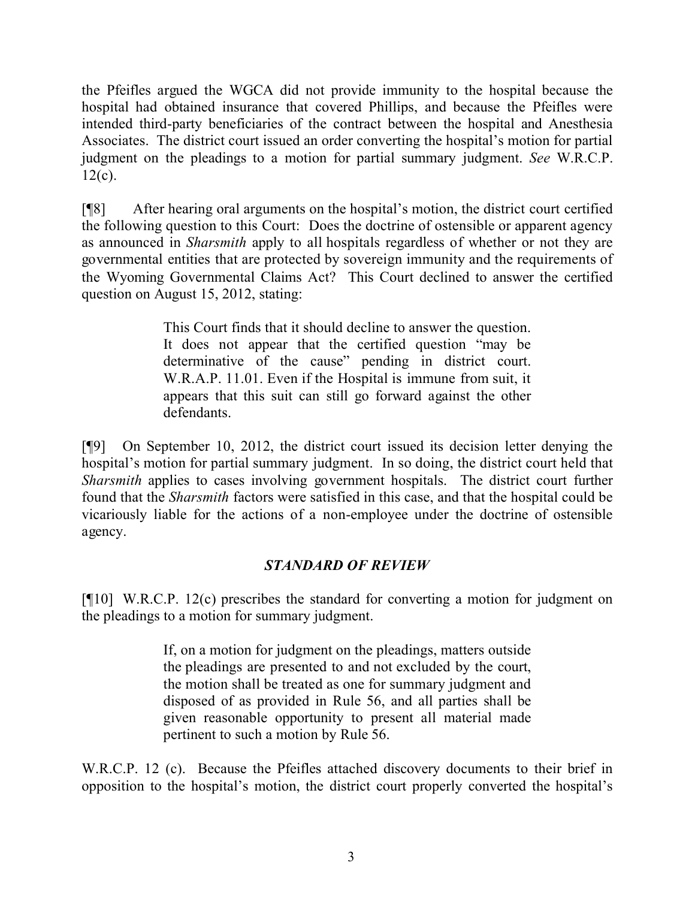the Pfeifles argued the WGCA did not provide immunity to the hospital because the hospital had obtained insurance that covered Phillips, and because the Pfeifles were intended third-party beneficiaries of the contract between the hospital and Anesthesia Associates. The district court issued an order converting the hospital's motion for partial judgment on the pleadings to a motion for partial summary judgment. *See* W.R.C.P. 12(c).

[¶8] After hearing oral arguments on the hospital's motion, the district court certified the following question to this Court: Does the doctrine of ostensible or apparent agency as announced in *Sharsmith* apply to all hospitals regardless of whether or not they are governmental entities that are protected by sovereign immunity and the requirements of the Wyoming Governmental Claims Act? This Court declined to answer the certified question on August 15, 2012, stating:

> This Court finds that it should decline to answer the question. It does not appear that the certified question "may be determinative of the cause" pending in district court. W.R.A.P. 11.01. Even if the Hospital is immune from suit, it appears that this suit can still go forward against the other defendants.

[¶9] On September 10, 2012, the district court issued its decision letter denying the hospital's motion for partial summary judgment. In so doing, the district court held that *Sharsmith* applies to cases involving government hospitals. The district court further found that the *Sharsmith* factors were satisfied in this case, and that the hospital could be vicariously liable for the actions of a non-employee under the doctrine of ostensible agency.

## *STANDARD OF REVIEW*

[¶10] W.R.C.P. 12(c) prescribes the standard for converting a motion for judgment on the pleadings to a motion for summary judgment.

> If, on a motion for judgment on the pleadings, matters outside the pleadings are presented to and not excluded by the court, the motion shall be treated as one for summary judgment and disposed of as provided in Rule 56, and all parties shall be given reasonable opportunity to present all material made pertinent to such a motion by Rule 56.

W.R.C.P. 12 (c). Because the Pfeifles attached discovery documents to their brief in opposition to the hospital's motion, the district court properly converted the hospital's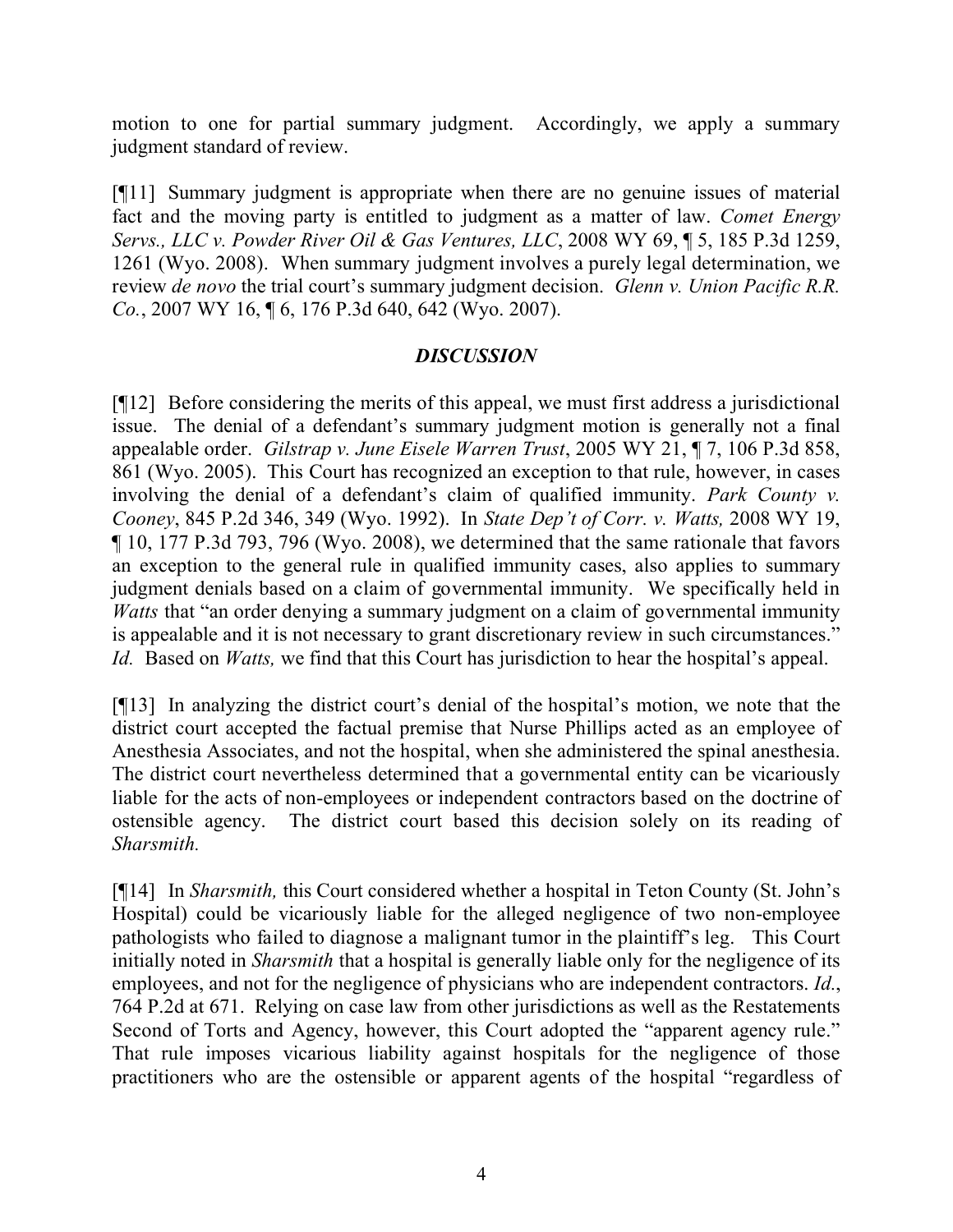motion to one for partial summary judgment. Accordingly, we apply a summary judgment standard of review.

[¶11] Summary judgment is appropriate when there are no genuine issues of material fact and the moving party is entitled to judgment as a matter of law. *Comet Energy Servs., LLC v. Powder River Oil & Gas Ventures, LLC*, 2008 WY 69, ¶ 5, 185 P.3d 1259, 1261 (Wyo. 2008). When summary judgment involves a purely legal determination, we review *de novo* the trial court's summary judgment decision. *Glenn v. Union Pacific R.R. Co.*, 2007 WY 16, ¶ 6, 176 P.3d 640, 642 (Wyo. 2007).

## *DISCUSSION*

[¶12] Before considering the merits of this appeal, we must first address a jurisdictional issue. The denial of a defendant's summary judgment motion is generally not a final appealable order. *Gilstrap v. June Eisele Warren Trust*, 2005 WY 21, ¶ 7, 106 P.3d 858, 861 (Wyo. 2005). This Court has recognized an exception to that rule, however, in cases involving the denial of a defendant's claim of qualified immunity. *Park County v. Cooney*, 845 P.2d 346, 349 (Wyo. 1992). In *State Dep't of Corr. v. Watts,* 2008 WY 19, ¶ 10, 177 P.3d 793, 796 (Wyo. 2008), we determined that the same rationale that favors an exception to the general rule in qualified immunity cases, also applies to summary judgment denials based on a claim of governmental immunity. We specifically held in *Watts* that "an order denying a summary judgment on a claim of governmental immunity is appealable and it is not necessary to grant discretionary review in such circumstances." *Id.* Based on *Watts,* we find that this Court has jurisdiction to hear the hospital's appeal.

[¶13] In analyzing the district court's denial of the hospital's motion, we note that the district court accepted the factual premise that Nurse Phillips acted as an employee of Anesthesia Associates, and not the hospital, when she administered the spinal anesthesia. The district court nevertheless determined that a governmental entity can be vicariously liable for the acts of non-employees or independent contractors based on the doctrine of ostensible agency. The district court based this decision solely on its reading of *Sharsmith.*

[¶14] In *Sharsmith,* this Court considered whether a hospital in Teton County (St. John's Hospital) could be vicariously liable for the alleged negligence of two non-employee pathologists who failed to diagnose a malignant tumor in the plaintiff's leg. This Court initially noted in *Sharsmith* that a hospital is generally liable only for the negligence of its employees, and not for the negligence of physicians who are independent contractors. *Id.*, 764 P.2d at 671. Relying on case law from other jurisdictions as well as the Restatements Second of Torts and Agency, however, this Court adopted the "apparent agency rule." That rule imposes vicarious liability against hospitals for the negligence of those practitioners who are the ostensible or apparent agents of the hospital "regardless of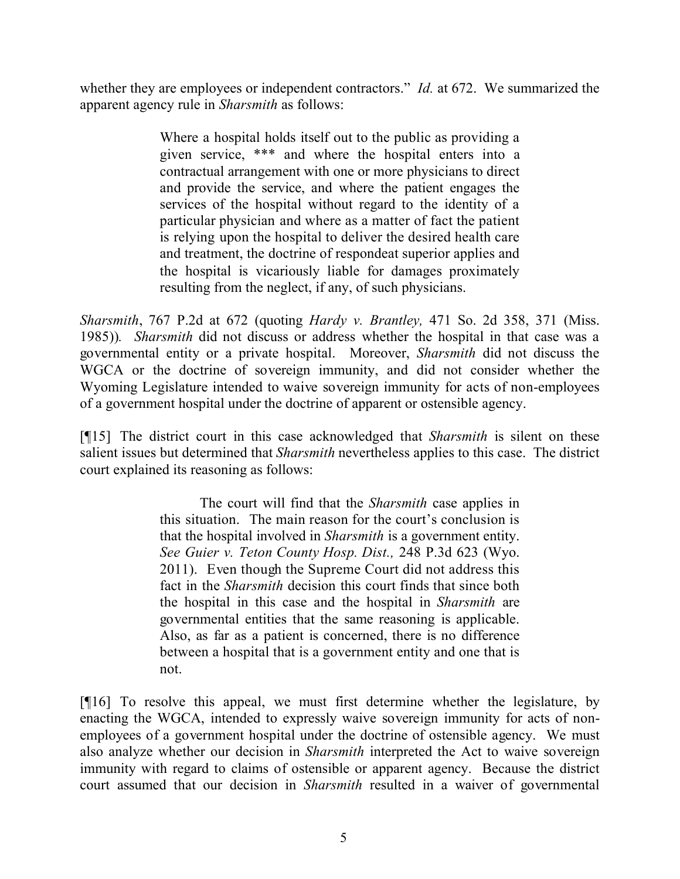whether they are employees or independent contractors." *Id.* at 672. We summarized the apparent agency rule in *Sharsmith* as follows:

> Where a hospital holds itself out to the public as providing a given service, *** and where the hospital enters into a contractual arrangement with one or more physicians to direct and provide the service, and where the patient engages the services of the hospital without regard to the identity of a particular physician and where as a matter of fact the patient is relying upon the hospital to deliver the desired health care and treatment, the doctrine of respondeat superior applies and the hospital is vicariously liable for damages proximately resulting from the neglect, if any, of such physicians.

*Sharsmith*, 767 P.2d at 672 (quoting *Hardy v. Brantley,* 471 So. 2d 358, 371 (Miss. 1985)). *Sharsmith* did not discuss or address whether the hospital in that case was a governmental entity or a private hospital. Moreover, *Sharsmith* did not discuss the WGCA or the doctrine of sovereign immunity, and did not consider whether the Wyoming Legislature intended to waive sovereign immunity for acts of non-employees of a government hospital under the doctrine of apparent or ostensible agency.

[¶15] The district court in this case acknowledged that *Sharsmith* is silent on these salient issues but determined that *Sharsmith* nevertheless applies to this case. The district court explained its reasoning as follows:

> The court will find that the *Sharsmith* case applies in this situation. The main reason for the court's conclusion is that the hospital involved in *Sharsmith* is a government entity. *See Guier v. Teton County Hosp. Dist.,* 248 P.3d 623 (Wyo. 2011). Even though the Supreme Court did not address this fact in the *Sharsmith* decision this court finds that since both the hospital in this case and the hospital in *Sharsmith* are governmental entities that the same reasoning is applicable. Also, as far as a patient is concerned, there is no difference between a hospital that is a government entity and one that is not.

[¶16] To resolve this appeal, we must first determine whether the legislature, by enacting the WGCA, intended to expressly waive sovereign immunity for acts of non-employees of a government hospital under the doctrine of ostensible agency. We must also analyze whether our decision in *Sharsmith* interpreted the Act to waive sovereign immunity with regard to claims of ostensible or apparent agency. Because the district court assumed that our decision in *Sharsmith* resulted in a waiver of governmental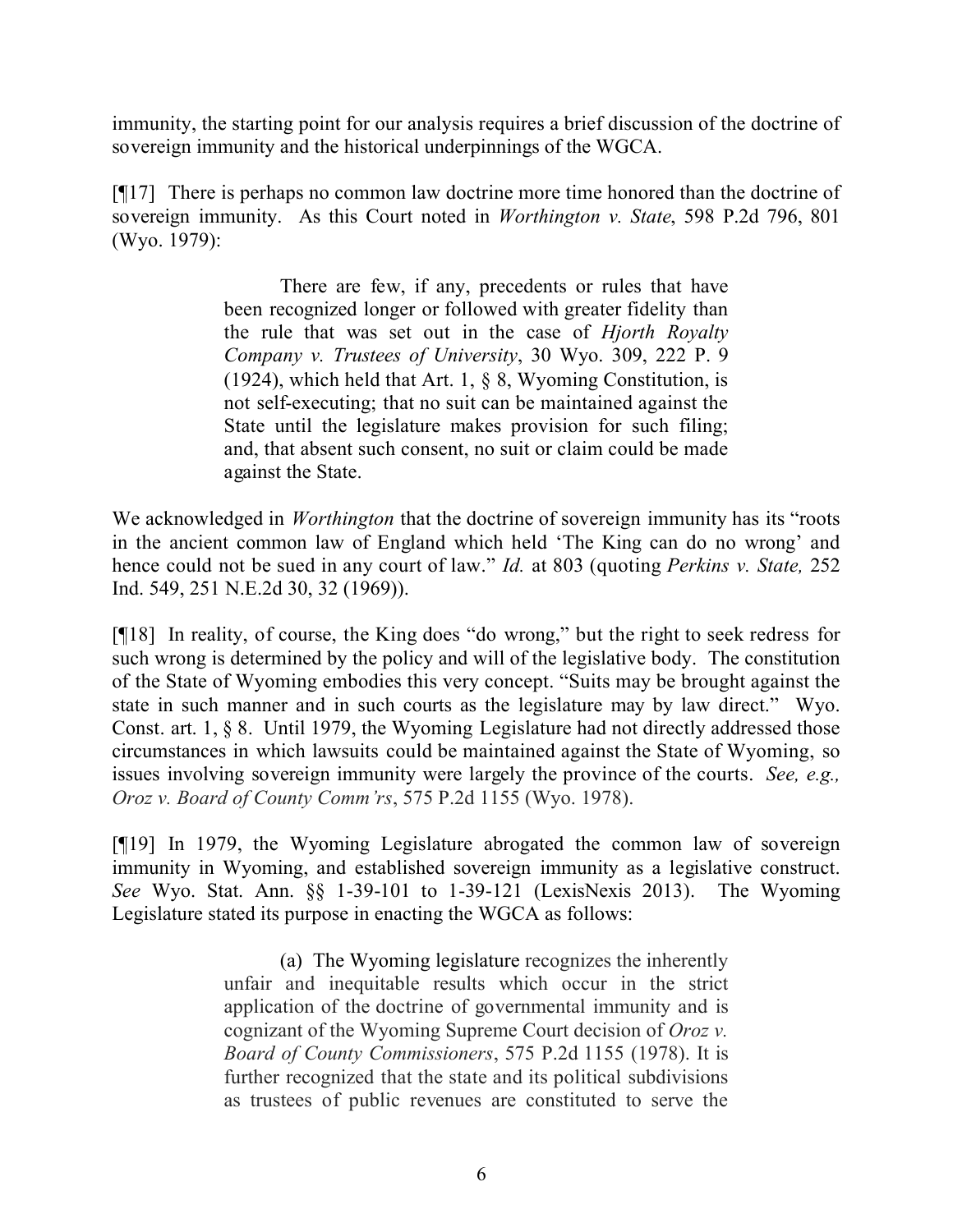immunity, the starting point for our analysis requires a brief discussion of the doctrine of sovereign immunity and the historical underpinnings of the WGCA.

[¶17] There is perhaps no common law doctrine more time honored than the doctrine of sovereign immunity. As this Court noted in *Worthington v. State*, 598 P.2d 796, 801 (Wyo. 1979):

> There are few, if any, precedents or rules that have been recognized longer or followed with greater fidelity than the rule that was set out in the case of *Hjorth Royalty Company v. Trustees of University*, 30 Wyo. 309, 222 P. 9 (1924), which held that Art. 1, § 8, Wyoming Constitution, is not self-executing; that no suit can be maintained against the State until the legislature makes provision for such filing; and, that absent such consent, no suit or claim could be made against the State.

We acknowledged in *Worthington* that the doctrine of sovereign immunity has its "roots in the ancient common law of England which held 'The King can do no wrong' and hence could not be sued in any court of law." *Id.* at 803 (quoting *Perkins v. State,* 252 Ind. 549, 251 N.E.2d 30, 32 (1969)).

[¶18] In reality, of course, the King does "do wrong," but the right to seek redress for such wrong is determined by the policy and will of the legislative body. The constitution of the State of Wyoming embodies this very concept. "Suits may be brought against the state in such manner and in such courts as the legislature may by law direct." Wyo. Const. art. 1, § 8. Until 1979, the Wyoming Legislature had not directly addressed those circumstances in which lawsuits could be maintained against the State of Wyoming, so issues involving sovereign immunity were largely the province of the courts. *See, e.g., Oroz v. Board of County Comm'rs*, 575 P.2d 1155 (Wyo. 1978).

[¶19] In 1979, the Wyoming Legislature abrogated the common law of sovereign immunity in Wyoming, and established sovereign immunity as a legislative construct. *See* Wyo. Stat. Ann. §§ 1-39-101 to 1-39-121 (LexisNexis 2013). The Wyoming Legislature stated its purpose in enacting the WGCA as follows:

> (a) The Wyoming legislature recognizes the inherently unfair and inequitable results which occur in the strict application of the doctrine of governmental immunity and is cognizant of the Wyoming Supreme Court decision of *Oroz v. Board of County Commissioners*, 575 P.2d 1155 (1978). It is further recognized that the state and its political subdivisions as trustees of public revenues are constituted to serve the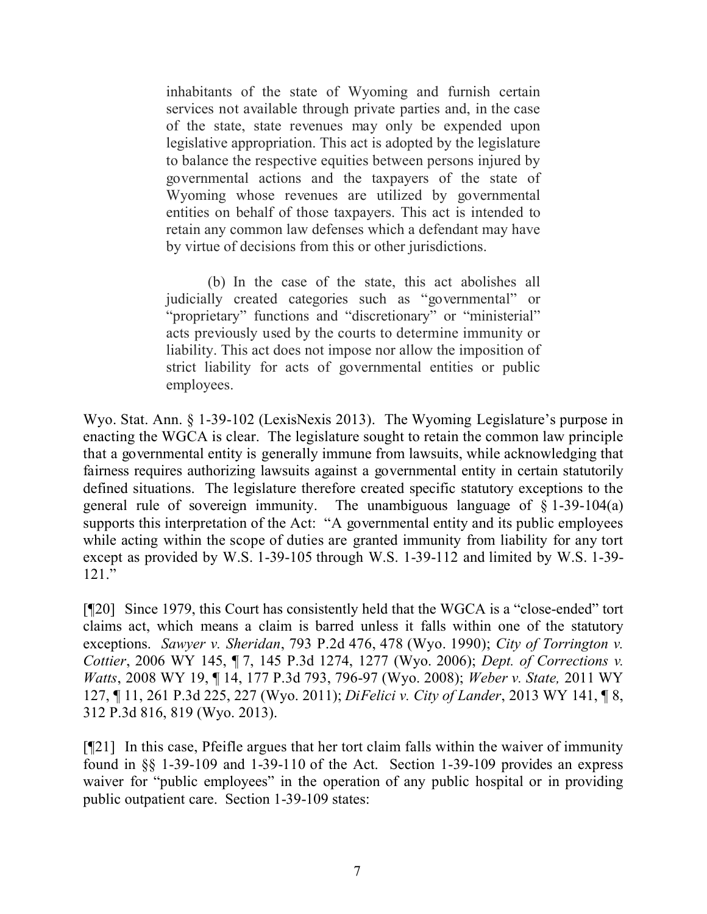> inhabitants of the state of Wyoming and furnish certain services not available through private parties and, in the case of the state, state revenues may only be expended upon legislative appropriation. This act is adopted by the legislature to balance the respective equities between persons injured by governmental actions and the taxpayers of the state of Wyoming whose revenues are utilized by governmental entities on behalf of those taxpayers. This act is intended to retain any common law defenses which a defendant may have by virtue of decisions from this or other jurisdictions.
>
> (b) In the case of the state, this act abolishes all judicially created categories such as "governmental" or "proprietary" functions and "discretionary" or "ministerial" acts previously used by the courts to determine immunity or liability. This act does not impose nor allow the imposition of strict liability for acts of governmental entities or public employees.

Wyo. Stat. Ann. § 1-39-102 (LexisNexis 2013). The Wyoming Legislature's purpose in enacting the WGCA is clear. The legislature sought to retain the common law principle that a governmental entity is generally immune from lawsuits, while acknowledging that fairness requires authorizing lawsuits against a governmental entity in certain statutorily defined situations. The legislature therefore created specific statutory exceptions to the general rule of sovereign immunity. The unambiguous language of § 1-39-104(a) supports this interpretation of the Act: "A governmental entity and its public employees while acting within the scope of duties are granted immunity from liability for any tort except as provided by W.S. 1-39-105 through W.S. 1-39-112 and limited by W.S. 1-39-121."

[¶20] Since 1979, this Court has consistently held that the WGCA is a "close-ended" tort claims act, which means a claim is barred unless it falls within one of the statutory exceptions. *Sawyer v. Sheridan*, 793 P.2d 476, 478 (Wyo. 1990); *City of Torrington v. Cottier*, 2006 WY 145, ¶ 7, 145 P.3d 1274, 1277 (Wyo. 2006); *Dept. of Corrections v. Watts*, 2008 WY 19, ¶ 14, 177 P.3d 793, 796-97 (Wyo. 2008); *Weber v. State,* 2011 WY 127, ¶ 11, 261 P.3d 225, 227 (Wyo. 2011); *DiFelici v. City of Lander*, 2013 WY 141, ¶ 8, 312 P.3d 816, 819 (Wyo. 2013).

[¶21] In this case, Pfeifle argues that her tort claim falls within the waiver of immunity found in §§ 1-39-109 and 1-39-110 of the Act. Section 1-39-109 provides an express waiver for "public employees" in the operation of any public hospital or in providing public outpatient care. Section 1-39-109 states: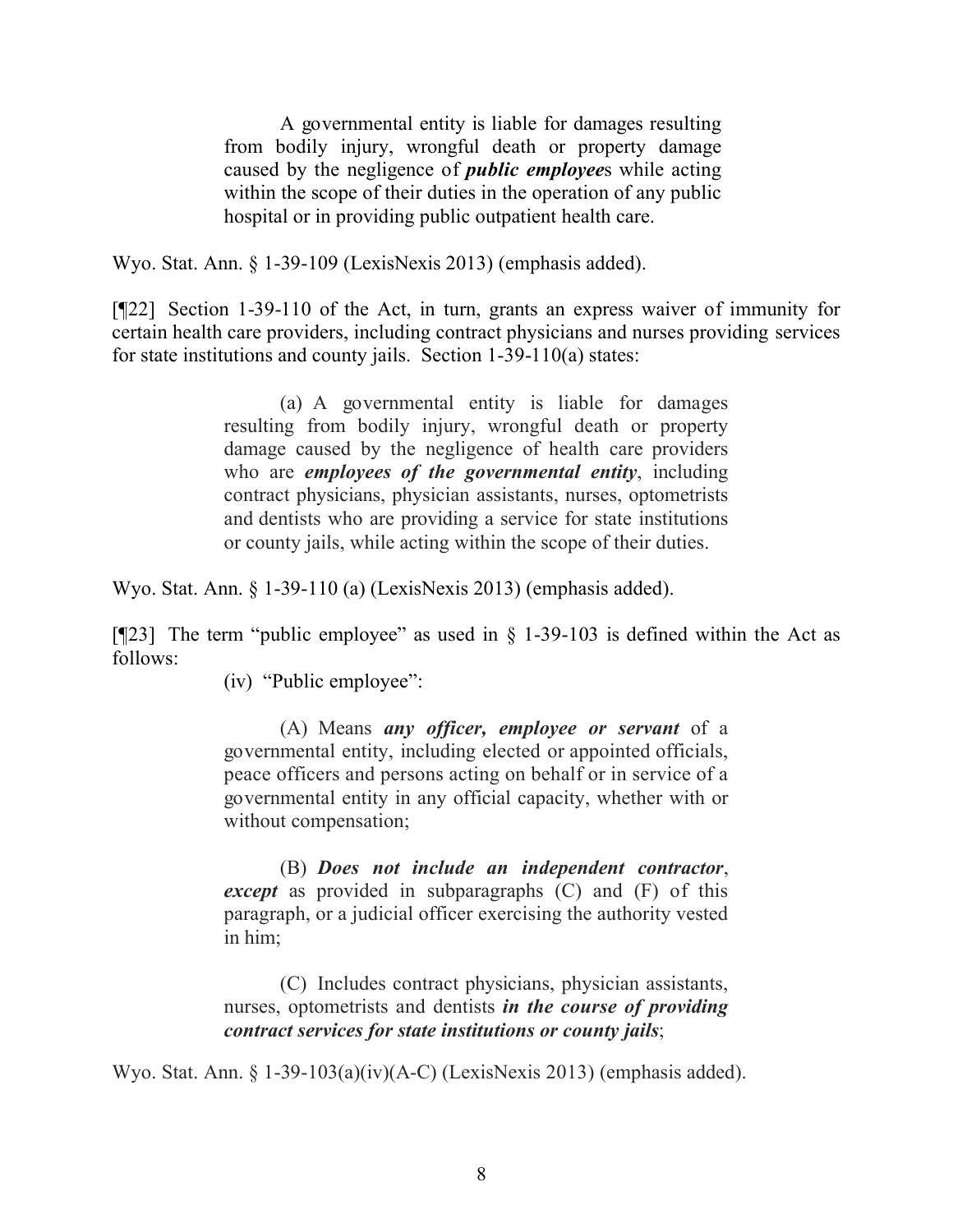> A governmental entity is liable for damages resulting from bodily injury, wrongful death or property damage caused by the negligence of ***public employee***s while acting within the scope of their duties in the operation of any public hospital or in providing public outpatient health care.

Wyo. Stat. Ann. § 1-39-109 (LexisNexis 2013) (emphasis added).

[¶22] Section 1-39-110 of the Act, in turn, grants an express waiver of immunity for certain health care providers, including contract physicians and nurses providing services for state institutions and county jails. Section 1-39-110(a) states:

> (a) A governmental entity is liable for damages resulting from bodily injury, wrongful death or property damage caused by the negligence of health care providers who are ***employees of the governmental entity***, including contract physicians, physician assistants, nurses, optometrists and dentists who are providing a service for state institutions or county jails, while acting within the scope of their duties.

Wyo. Stat. Ann. § 1-39-110 (a) (LexisNexis 2013) (emphasis added).

[¶23] The term "public employee" as used in § 1-39-103 is defined within the Act as follows:

> (iv) "Public employee":
>
> (A) Means ***any officer, employee or servant*** of a governmental entity, including elected or appointed officials, peace officers and persons acting on behalf or in service of a governmental entity in any official capacity, whether with or without compensation;
>
> (B) ***Does not include an independent contractor***, ***except*** as provided in subparagraphs (C) and (F) of this paragraph, or a judicial officer exercising the authority vested in him;
>
> (C) Includes contract physicians, physician assistants, nurses, optometrists and dentists ***in the course of providing contract services for state institutions or county jails***;

Wyo. Stat. Ann. § 1-39-103(a)(iv)(A-C) (LexisNexis 2013) (emphasis added).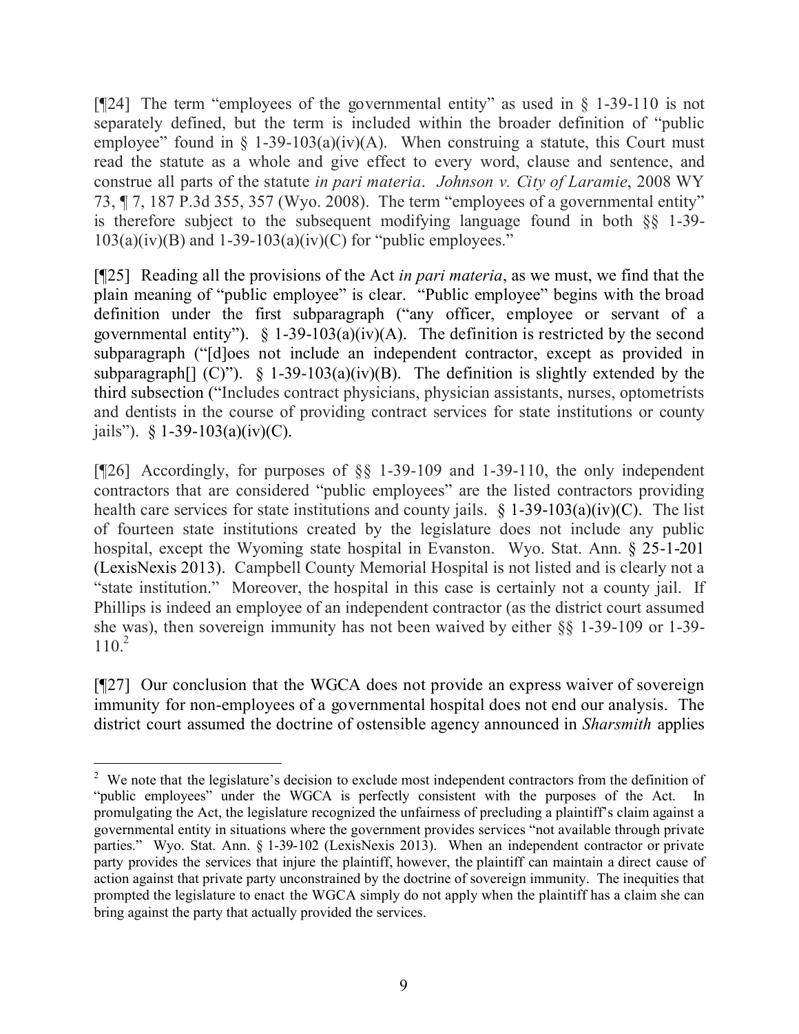[¶24] The term "employees of the governmental entity" as used in § 1-39-110 is not separately defined, but the term is included within the broader definition of "public employee" found in § 1-39-103(a)(iv)(A). When construing a statute, this Court must read the statute as a whole and give effect to every word, clause and sentence, and construe all parts of the statute *in pari materia*. *Johnson v. City of Laramie*, 2008 WY 73, ¶ 7, 187 P.3d 355, 357 (Wyo. 2008). The term "employees of a governmental entity" is therefore subject to the subsequent modifying language found in both §§ 1-39-103(a)(iv)(B) and 1-39-103(a)(iv)(C) for "public employees."

[¶25] Reading all the provisions of the Act *in pari materia*, as we must, we find that the plain meaning of "public employee" is clear. "Public employee" begins with the broad definition under the first subparagraph ("any officer, employee or servant of a governmental entity"). § 1-39-103(a)(iv)(A). The definition is restricted by the second subparagraph ("[d]oes not include an independent contractor, except as provided in subparagraph[] (C)"). § 1-39-103(a)(iv)(B). The definition is slightly extended by the third subsection ("Includes contract physicians, physician assistants, nurses, optometrists and dentists in the course of providing contract services for state institutions or county jails"). § 1-39-103(a)(iv)(C).

[¶26] Accordingly, for purposes of §§ 1-39-109 and 1-39-110, the only independent contractors that are considered "public employees" are the listed contractors providing health care services for state institutions and county jails. § 1-39-103(a)(iv)(C). The list of fourteen state institutions created by the legislature does not include any public hospital, except the Wyoming state hospital in Evanston. Wyo. Stat. Ann. § 25-1-201 (LexisNexis 2013). Campbell County Memorial Hospital is not listed and is clearly not a "state institution." Moreover, the hospital in this case is certainly not a county jail. If Phillips is indeed an employee of an independent contractor (as the district court assumed she was), then sovereign immunity has not been waived by either §§ 1-39-109 or 1-39-110.[2]

[¶27] Our conclusion that the WGCA does not provide an express waiver of sovereign immunity for non-employees of a governmental hospital does not end our analysis. The district court assumed the doctrine of ostensible agency announced in *Sharsmith* applies

[2] We note that the legislature's decision to exclude most independent contractors from the definition of "public employees" under the WGCA is perfectly consistent with the purposes of the Act. In promulgating the Act, the legislature recognized the unfairness of precluding a plaintiff's claim against a governmental entity in situations where the government provides services "not available through private parties." Wyo. Stat. Ann. § 1-39-102 (LexisNexis 2013). When an independent contractor or private party provides the services that injure the plaintiff, however, the plaintiff can maintain a direct cause of action against that private party unconstrained by the doctrine of sovereign immunity. The inequities that prompted the legislature to enact the WGCA simply do not apply when the plaintiff has a claim she can bring against the party that actually provided the services.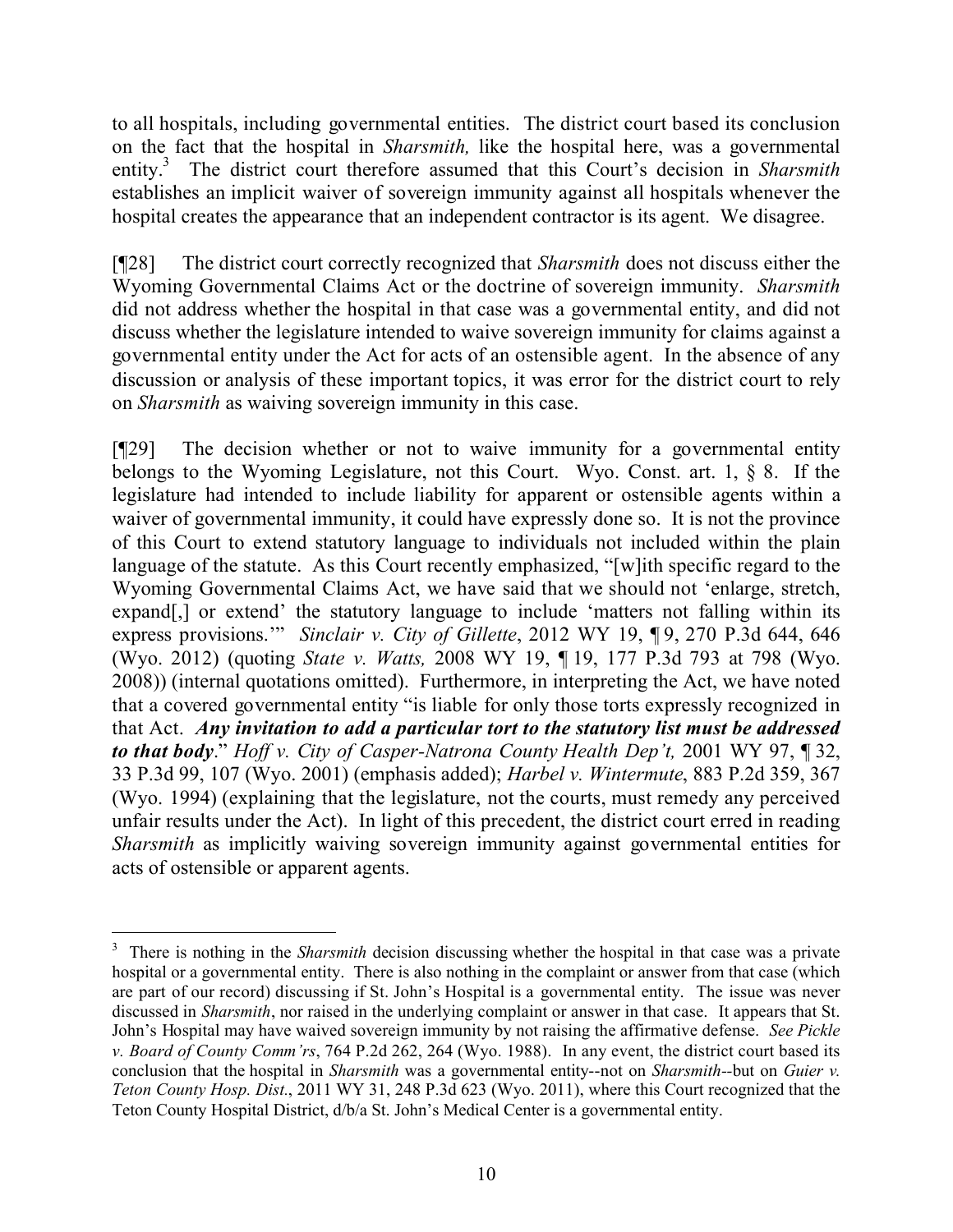to all hospitals, including governmental entities. The district court based its conclusion on the fact that the hospital in *Sharsmith,* like the hospital here, was a governmental entity.[3] The district court therefore assumed that this Court's decision in *Sharsmith* establishes an implicit waiver of sovereign immunity against all hospitals whenever the hospital creates the appearance that an independent contractor is its agent. We disagree.

[¶28] The district court correctly recognized that *Sharsmith* does not discuss either the Wyoming Governmental Claims Act or the doctrine of sovereign immunity. *Sharsmith* did not address whether the hospital in that case was a governmental entity, and did not discuss whether the legislature intended to waive sovereign immunity for claims against a governmental entity under the Act for acts of an ostensible agent. In the absence of any discussion or analysis of these important topics, it was error for the district court to rely on *Sharsmith* as waiving sovereign immunity in this case.

[¶29] The decision whether or not to waive immunity for a governmental entity belongs to the Wyoming Legislature, not this Court. Wyo. Const. art. 1, § 8. If the legislature had intended to include liability for apparent or ostensible agents within a waiver of governmental immunity, it could have expressly done so. It is not the province of this Court to extend statutory language to individuals not included within the plain language of the statute. As this Court recently emphasized, "[w]ith specific regard to the Wyoming Governmental Claims Act, we have said that we should not 'enlarge, stretch, expand[,] or extend' the statutory language to include 'matters not falling within its express provisions.'" *Sinclair v. City of Gillette*, 2012 WY 19, ¶ 9, 270 P.3d 644, 646 (Wyo. 2012) (quoting *State v. Watts,* 2008 WY 19, ¶ 19, 177 P.3d 793 at 798 (Wyo. 2008)) (internal quotations omitted). Furthermore, in interpreting the Act, we have noted that a covered governmental entity "is liable for only those torts expressly recognized in that Act. ***Any invitation to add a particular tort to the statutory list must be addressed to that body***." *Hoff v. City of Casper-Natrona County Health Dep't,* 2001 WY 97, ¶ 32, 33 P.3d 99, 107 (Wyo. 2001) (emphasis added); *Harbel v. Wintermute*, 883 P.2d 359, 367 (Wyo. 1994) (explaining that the legislature, not the courts, must remedy any perceived unfair results under the Act). In light of this precedent, the district court erred in reading *Sharsmith* as implicitly waiving sovereign immunity against governmental entities for acts of ostensible or apparent agents.

---

[3] There is nothing in the *Sharsmith* decision discussing whether the hospital in that case was a private hospital or a governmental entity. There is also nothing in the complaint or answer from that case (which are part of our record) discussing if St. John's Hospital is a governmental entity. The issue was never discussed in *Sharsmith*, nor raised in the underlying complaint or answer in that case. It appears that St. John's Hospital may have waived sovereign immunity by not raising the affirmative defense. *See Pickle v. Board of County Comm'rs*, 764 P.2d 262, 264 (Wyo. 1988). In any event, the district court based its conclusion that the hospital in *Sharsmith* was a governmental entity--not on *Sharsmith*--but on *Guier v. Teton County Hosp. Dist*., 2011 WY 31, 248 P.3d 623 (Wyo. 2011), where this Court recognized that the Teton County Hospital District, d/b/a St. John's Medical Center is a governmental entity.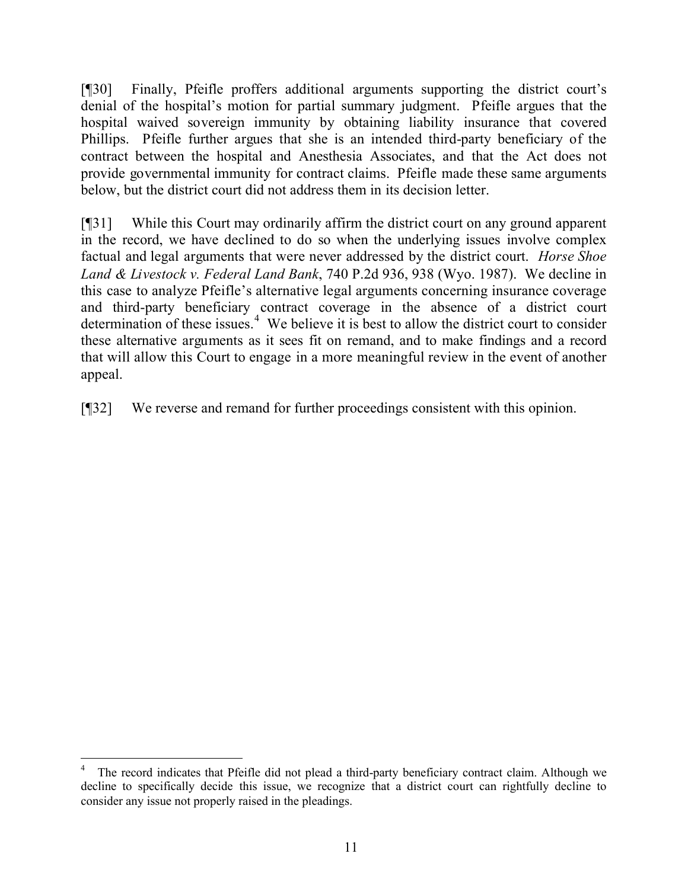[¶30] Finally, Pfeifle proffers additional arguments supporting the district court's denial of the hospital's motion for partial summary judgment. Pfeifle argues that the hospital waived sovereign immunity by obtaining liability insurance that covered Phillips. Pfeifle further argues that she is an intended third-party beneficiary of the contract between the hospital and Anesthesia Associates, and that the Act does not provide governmental immunity for contract claims. Pfeifle made these same arguments below, but the district court did not address them in its decision letter.

[¶31] While this Court may ordinarily affirm the district court on any ground apparent in the record, we have declined to do so when the underlying issues involve complex factual and legal arguments that were never addressed by the district court. *Horse Shoe Land & Livestock v. Federal Land Bank*, 740 P.2d 936, 938 (Wyo. 1987). We decline in this case to analyze Pfeifle's alternative legal arguments concerning insurance coverage and third-party beneficiary contract coverage in the absence of a district court determination of these issues.[4] We believe it is best to allow the district court to consider these alternative arguments as it sees fit on remand, and to make findings and a record that will allow this Court to engage in a more meaningful review in the event of another appeal.

[¶32] We reverse and remand for further proceedings consistent with this opinion.

---

[4] The record indicates that Pfeifle did not plead a third-party beneficiary contract claim. Although we decline to specifically decide this issue, we recognize that a district court can rightfully decline to consider any issue not properly raised in the pleadings.